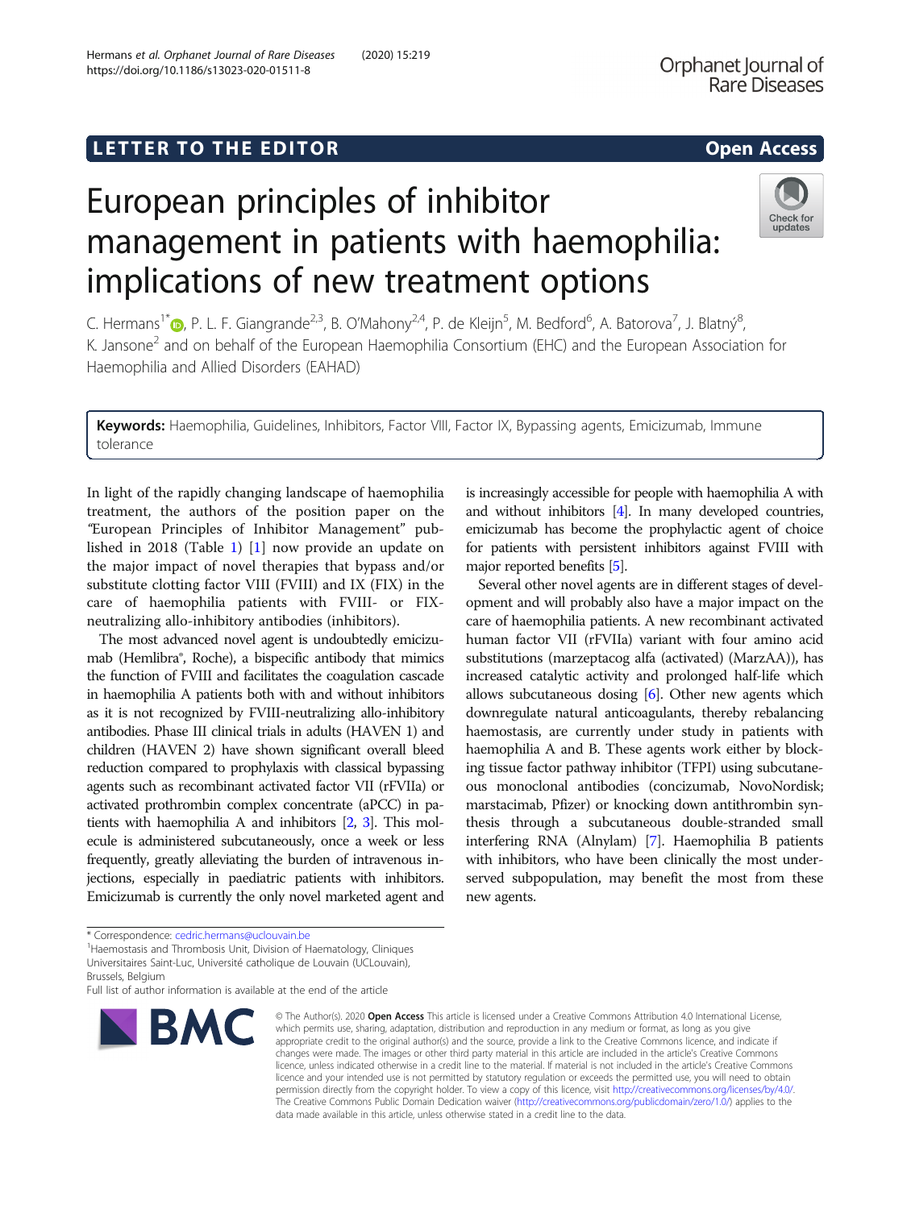LETTER TO THE EDITOR

Open Access

# European principles of inhibitor management in patients with haemophilia: implications of new treatment options

C. Hermans[1*], P. L. F. Giangrande[2,3], B. O'Mahony[2,4], P. de Kleijn[5], M. Bedford[6], A. Batorova[7], J. Blatný[8], K. Jansone[2] and on behalf of the European Haemophilia Consortium (EHC) and the European Association for Haemophilia and Allied Disorders (EAHAD)

**Keywords:** Haemophilia, Guidelines, Inhibitors, Factor VIII, Factor IX, Bypassing agents, Emicizumab, Immune tolerance

In light of the rapidly changing landscape of haemophilia treatment, the authors of the position paper on the "European Principles of Inhibitor Management" published in 2018 (Table 1) [1] now provide an update on the major impact of novel therapies that bypass and/or substitute clotting factor VIII (FVIII) and IX (FIX) in the care of haemophilia patients with FVIII- or FIX-neutralizing allo-inhibitory antibodies (inhibitors).

The most advanced novel agent is undoubtedly emicizumab (Hemlibra®, Roche), a bispecific antibody that mimics the function of FVIII and facilitates the coagulation cascade in haemophilia A patients both with and without inhibitors as it is not recognized by FVIII-neutralizing allo-inhibitory antibodies. Phase III clinical trials in adults (HAVEN 1) and children (HAVEN 2) have shown significant overall bleed reduction compared to prophylaxis with classical bypassing agents such as recombinant activated factor VII (rFVIIa) or activated prothrombin complex concentrate (aPCC) in patients with haemophilia A and inhibitors [2, 3]. This molecule is administered subcutaneously, once a week or less frequently, greatly alleviating the burden of intravenous injections, especially in paediatric patients with inhibitors. Emicizumab is currently the only novel marketed agent and is increasingly accessible for people with haemophilia A with and without inhibitors [4]. In many developed countries, emicizumab has become the prophylactic agent of choice for patients with persistent inhibitors against FVIII with major reported benefits [5].

Several other novel agents are in different stages of development and will probably also have a major impact on the care of haemophilia patients. A new recombinant activated human factor VII (rFVIIa) variant with four amino acid substitutions (marzeptacog alfa (activated) (MarzAA)), has increased catalytic activity and prolonged half-life which allows subcutaneous dosing [6]. Other new agents which downregulate natural anticoagulants, thereby rebalancing haemostasis, are currently under study in patients with haemophilia A and B. These agents work either by blocking tissue factor pathway inhibitor (TFPI) using subcutaneous monoclonal antibodies (concizumab, NovoNordisk; marstacimab, Pfizer) or knocking down antithrombin synthesis through a subcutaneous double-stranded small interfering RNA (Alnylam) [7]. Haemophilia B patients with inhibitors, who have been clinically the most underserved subpopulation, may benefit the most from these new agents.

\* Correspondence: cedric.hermans@uclouvain.be

[1]Haemostasis and Thrombosis Unit, Division of Haematology, Cliniques Universitaires Saint-Luc, Université catholique de Louvain (UCLouvain), Brussels, Belgium

Full list of author information is available at the end of the article

© The Author(s). 2020 **Open Access** This article is licensed under a Creative Commons Attribution 4.0 International License, which permits use, sharing, adaptation, distribution and reproduction in any medium or format, as long as you give appropriate credit to the original author(s) and the source, provide a link to the Creative Commons licence, and indicate if changes were made. The images or other third party material in this article are included in the article's Creative Commons licence, unless indicated otherwise in a credit line to the material. If material is not included in the article's Creative Commons licence and your intended use is not permitted by statutory regulation or exceeds the permitted use, you will need to obtain permission directly from the copyright holder. To view a copy of this licence, visit http://creativecommons.org/licenses/by/4.0/. The Creative Commons Public Domain Dedication waiver (http://creativecommons.org/publicdomain/zero/1.0/) applies to the data made available in this article, unless otherwise stated in a credit line to the data.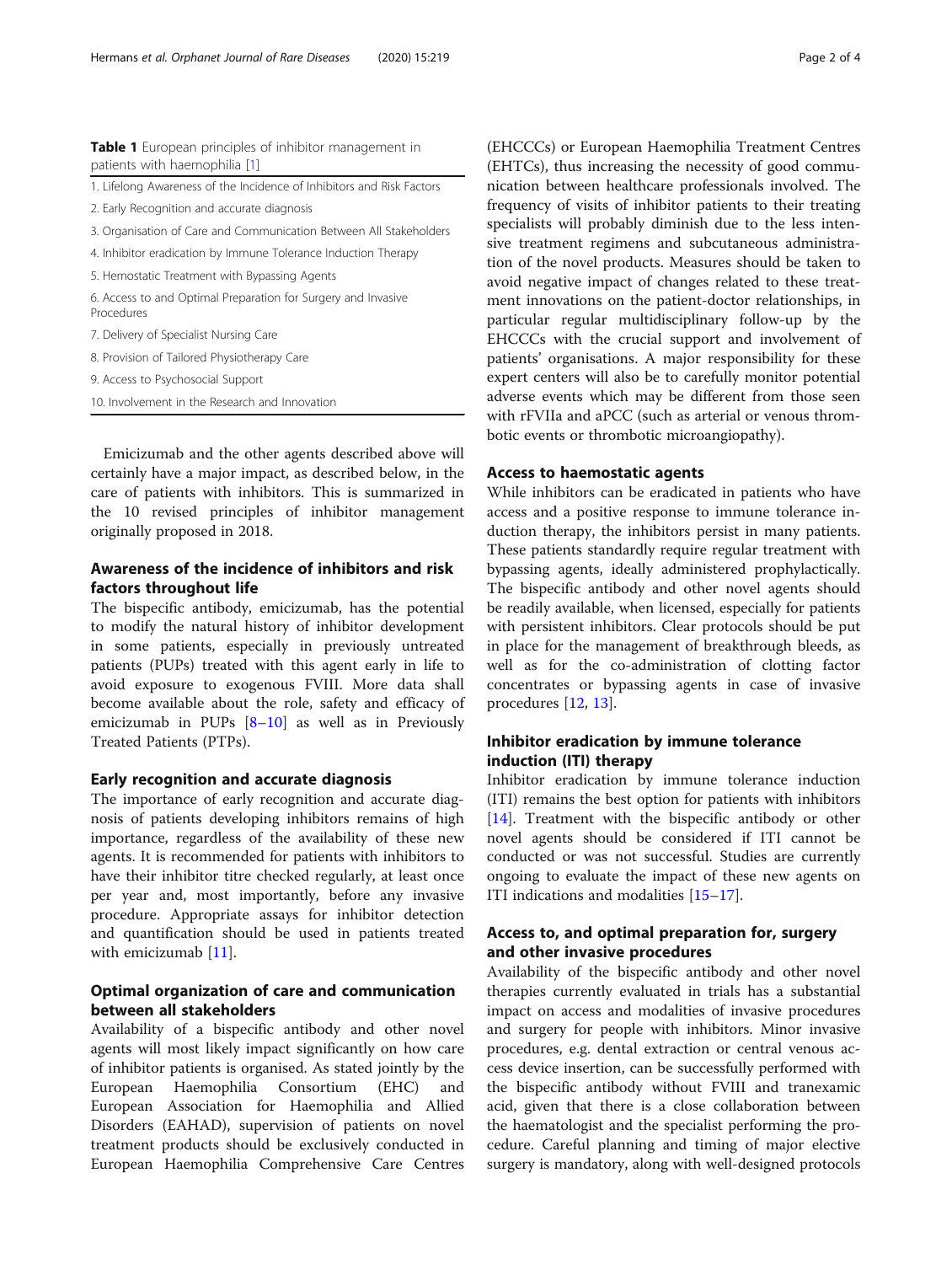**Table 1** European principles of inhibitor management in patients with haemophilia [1]

| |
|---|
| 1. Lifelong Awareness of the Incidence of Inhibitors and Risk Factors |
| 2. Early Recognition and accurate diagnosis |
| 3. Organisation of Care and Communication Between All Stakeholders |
| 4. Inhibitor eradication by Immune Tolerance Induction Therapy |
| 5. Hemostatic Treatment with Bypassing Agents |
| 6. Access to and Optimal Preparation for Surgery and Invasive Procedures |
| 7. Delivery of Specialist Nursing Care |
| 8. Provision of Tailored Physiotherapy Care |
| 9. Access to Psychosocial Support |
| 10. Involvement in the Research and Innovation |

Emicizumab and the other agents described above will certainly have a major impact, as described below, in the care of patients with inhibitors. This is summarized in the 10 revised principles of inhibitor management originally proposed in 2018.

## Awareness of the incidence of inhibitors and risk factors throughout life

The bispecific antibody, emicizumab, has the potential to modify the natural history of inhibitor development in some patients, especially in previously untreated patients (PUPs) treated with this agent early in life to avoid exposure to exogenous FVIII. More data shall become available about the role, safety and efficacy of emicizumab in PUPs [8–10] as well as in Previously Treated Patients (PTPs).

## Early recognition and accurate diagnosis

The importance of early recognition and accurate diagnosis of patients developing inhibitors remains of high importance, regardless of the availability of these new agents. It is recommended for patients with inhibitors to have their inhibitor titre checked regularly, at least once per year and, most importantly, before any invasive procedure. Appropriate assays for inhibitor detection and quantification should be used in patients treated with emicizumab [11].

## Optimal organization of care and communication between all stakeholders

Availability of a bispecific antibody and other novel agents will most likely impact significantly on how care of inhibitor patients is organised. As stated jointly by the European Haemophilia Consortium (EHC) and European Association for Haemophilia and Allied Disorders (EAHAD), supervision of patients on novel treatment products should be exclusively conducted in European Haemophilia Comprehensive Care Centres (EHCCCs) or European Haemophilia Treatment Centres (EHTCs), thus increasing the necessity of good communication between healthcare professionals involved. The frequency of visits of inhibitor patients to their treating specialists will probably diminish due to the less intensive treatment regimens and subcutaneous administration of the novel products. Measures should be taken to avoid negative impact of changes related to these treatment innovations on the patient-doctor relationships, in particular regular multidisciplinary follow-up by the EHCCCs with the crucial support and involvement of patients' organisations. A major responsibility for these expert centers will also be to carefully monitor potential adverse events which may be different from those seen with rFVIIa and aPCC (such as arterial or venous thrombotic events or thrombotic microangiopathy).

## Access to haemostatic agents

While inhibitors can be eradicated in patients who have access and a positive response to immune tolerance induction therapy, the inhibitors persist in many patients. These patients standardly require regular treatment with bypassing agents, ideally administered prophylactically. The bispecific antibody and other novel agents should be readily available, when licensed, especially for patients with persistent inhibitors. Clear protocols should be put in place for the management of breakthrough bleeds, as well as for the co-administration of clotting factor concentrates or bypassing agents in case of invasive procedures [12, 13].

## Inhibitor eradication by immune tolerance induction (ITI) therapy

Inhibitor eradication by immune tolerance induction (ITI) remains the best option for patients with inhibitors [14]. Treatment with the bispecific antibody or other novel agents should be considered if ITI cannot be conducted or was not successful. Studies are currently ongoing to evaluate the impact of these new agents on ITI indications and modalities [15–17].

## Access to, and optimal preparation for, surgery and other invasive procedures

Availability of the bispecific antibody and other novel therapies currently evaluated in trials has a substantial impact on access and modalities of invasive procedures and surgery for people with inhibitors. Minor invasive procedures, e.g. dental extraction or central venous access device insertion, can be successfully performed with the bispecific antibody without FVIII and tranexamic acid, given that there is a close collaboration between the haematologist and the specialist performing the procedure. Careful planning and timing of major elective surgery is mandatory, along with well-designed protocols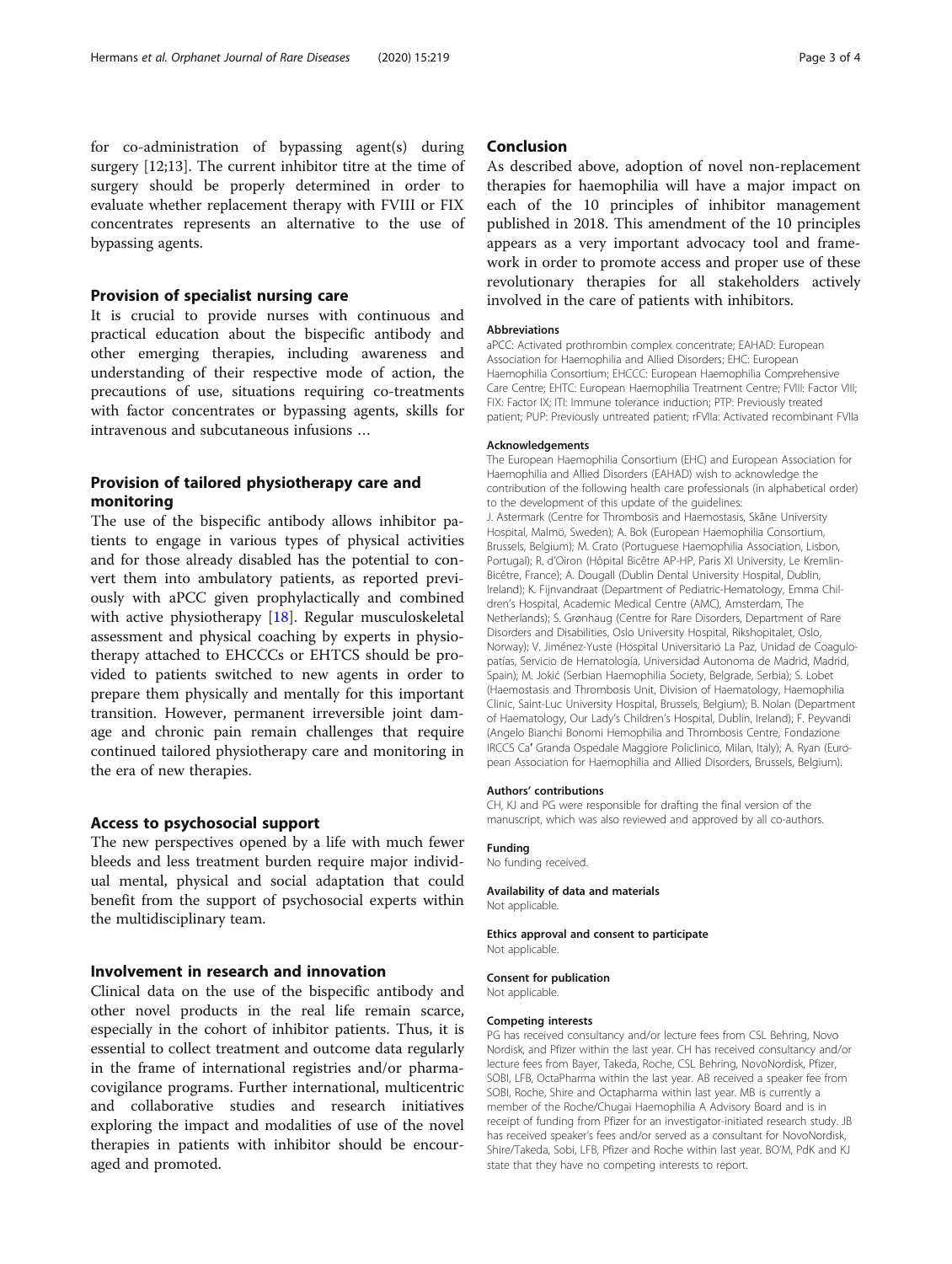for co-administration of bypassing agent(s) during surgery [12;13]. The current inhibitor titre at the time of surgery should be properly determined in order to evaluate whether replacement therapy with FVIII or FIX concentrates represents an alternative to the use of bypassing agents.

## Provision of specialist nursing care

It is crucial to provide nurses with continuous and practical education about the bispecific antibody and other emerging therapies, including awareness and understanding of their respective mode of action, the precautions of use, situations requiring co-treatments with factor concentrates or bypassing agents, skills for intravenous and subcutaneous infusions …

## Provision of tailored physiotherapy care and monitoring

The use of the bispecific antibody allows inhibitor patients to engage in various types of physical activities and for those already disabled has the potential to convert them into ambulatory patients, as reported previously with aPCC given prophylactically and combined with active physiotherapy [18]. Regular musculoskeletal assessment and physical coaching by experts in physiotherapy attached to EHCCCs or EHTCS should be provided to patients switched to new agents in order to prepare them physically and mentally for this important transition. However, permanent irreversible joint damage and chronic pain remain challenges that require continued tailored physiotherapy care and monitoring in the era of new therapies.

## Access to psychosocial support

The new perspectives opened by a life with much fewer bleeds and less treatment burden require major individual mental, physical and social adaptation that could benefit from the support of psychosocial experts within the multidisciplinary team.

## Involvement in research and innovation

Clinical data on the use of the bispecific antibody and other novel products in the real life remain scarce, especially in the cohort of inhibitor patients. Thus, it is essential to collect treatment and outcome data regularly in the frame of international registries and/or pharmacovigilance programs. Further international, multicentric and collaborative studies and research initiatives exploring the impact and modalities of use of the novel therapies in patients with inhibitor should be encouraged and promoted.

## Conclusion

As described above, adoption of novel non-replacement therapies for haemophilia will have a major impact on each of the 10 principles of inhibitor management published in 2018. This amendment of the 10 principles appears as a very important advocacy tool and framework in order to promote access and proper use of these revolutionary therapies for all stakeholders actively involved in the care of patients with inhibitors.

#### Abbreviations

aPCC: Activated prothrombin complex concentrate; EAHAD: European Association for Haemophilia and Allied Disorders; EHC: European Haemophilia Consortium; EHCCC: European Haemophilia Comprehensive Care Centre; EHTC: European Haemophilia Treatment Centre; FVIII: Factor VIII; FIX: Factor IX; ITI: Immune tolerance induction; PTP: Previously treated patient; PUP: Previously untreated patient; rFVIIa: Activated recombinant FVIIa

#### Acknowledgements

The European Haemophilia Consortium (EHC) and European Association for Haemophilia and Allied Disorders (EAHAD) wish to acknowledge the contribution of the following health care professionals (in alphabetical order) to the development of this update of the guidelines:
J. Astermark (Centre for Thrombosis and Haemostasis, Skåne University Hospital, Malmö, Sweden); A. Bok (European Haemophilia Consortium, Brussels, Belgium); M. Crato (Portuguese Haemophilia Association, Lisbon, Portugal); R. d'Oiron (Hôpital Bicêtre AP-HP, Paris XI University, Le Kremlin-Bicêtre, France); A. Dougall (Dublin Dental University Hospital, Dublin, Ireland); K. Fijnvandraat (Department of Pediatric-Hematology, Emma Children's Hospital, Academic Medical Centre (AMC), Amsterdam, The Netherlands); S. Grønhaug (Centre for Rare Disorders, Department of Rare Disorders and Disabilities, Oslo University Hospital, Rikshopitalet, Oslo, Norway); V. Jiménez-Yuste (Hospital Universitario La Paz, Unidad de Coagulopatías, Servicio de Hematología, Universidad Autonoma de Madrid, Madrid, Spain); M. Jokić (Serbian Haemophilia Society, Belgrade, Serbia); S. Lobet (Haemostasis and Thrombosis Unit, Division of Haematology, Haemophilia Clinic, Saint-Luc University Hospital, Brussels, Belgium); B. Nolan (Department of Haematology, Our Lady's Children's Hospital, Dublin, Ireland); F. Peyvandi (Angelo Bianchi Bonomi Hemophilia and Thrombosis Centre, Fondazione IRCCS Ca' Granda Ospedale Maggiore Policlinico, Milan, Italy); A. Ryan (European Association for Haemophilia and Allied Disorders, Brussels, Belgium).

#### Authors' contributions

CH, KJ and PG were responsible for drafting the final version of the manuscript, which was also reviewed and approved by all co-authors.

#### Funding

No funding received.

#### Availability of data and materials

Not applicable.

#### Ethics approval and consent to participate

Not applicable.

#### Consent for publication

Not applicable.

#### Competing interests

PG has received consultancy and/or lecture fees from CSL Behring, Novo Nordisk, and Pfizer within the last year. CH has received consultancy and/or lecture fees from Bayer, Takeda, Roche, CSL Behring, NovoNordisk, Pfizer, SOBI, LFB, OctaPharma within the last year. AB received a speaker fee from SOBI, Roche, Shire and Octapharma within last year. MB is currently a member of the Roche/Chugai Haemophilia A Advisory Board and is in receipt of funding from Pfizer for an investigator-initiated research study. JB has received speaker's fees and/or served as a consultant for NovoNordisk, Shire/Takeda, Sobi, LFB, Pfizer and Roche within last year. BO'M, PdK and KJ state that they have no competing interests to report.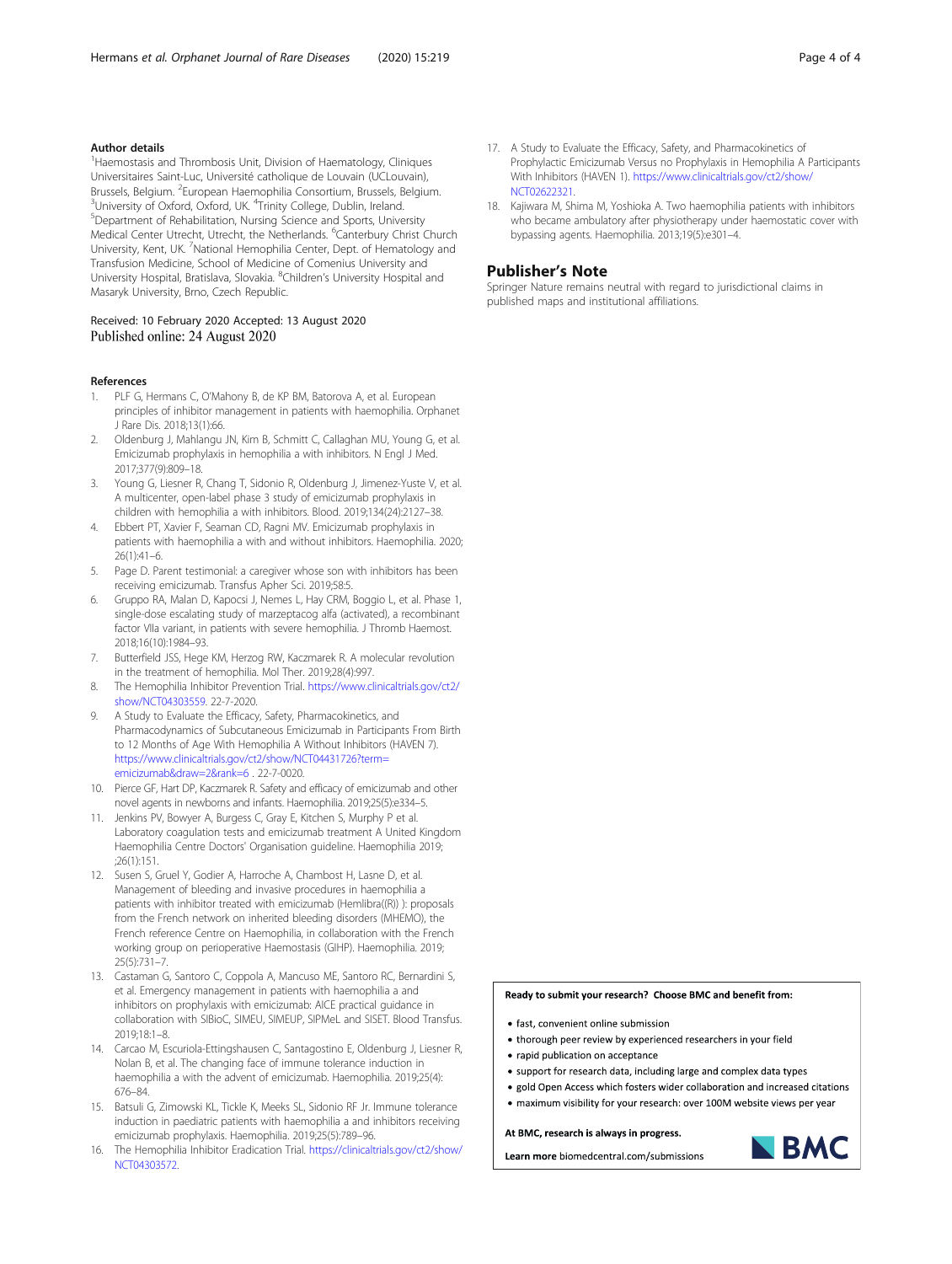#### Author details

[1]Haemostasis and Thrombosis Unit, Division of Haematology, Cliniques Universitaires Saint-Luc, Université catholique de Louvain (UCLouvain), Brussels, Belgium. [2]European Haemophilia Consortium, Brussels, Belgium. [3]University of Oxford, Oxford, UK. [4]Trinity College, Dublin, Ireland. [5]Department of Rehabilitation, Nursing Science and Sports, University Medical Center Utrecht, Utrecht, the Netherlands. [6]Canterbury Christ Church University, Kent, UK. [7]National Hemophilia Center, Dept. of Hematology and Transfusion Medicine, School of Medicine of Comenius University and University Hospital, Bratislava, Slovakia. [8]Children's University Hospital and Masaryk University, Brno, Czech Republic.

Received: 10 February 2020 Accepted: 13 August 2020
Published online: 24 August 2020

#### References

1. PLF G, Hermans C, O'Mahony B, de KP BM, Batorova A, et al. European principles of inhibitor management in patients with haemophilia. Orphanet J Rare Dis. 2018;13(1):66.
2. Oldenburg J, Mahlangu JN, Kim B, Schmitt C, Callaghan MU, Young G, et al. Emicizumab prophylaxis in hemophilia a with inhibitors. N Engl J Med. 2017;377(9):809–18.
3. Young G, Liesner R, Chang T, Sidonio R, Oldenburg J, Jimenez-Yuste V, et al. A multicenter, open-label phase 3 study of emicizumab prophylaxis in children with hemophilia a with inhibitors. Blood. 2019;134(24):2127–38.
4. Ebbert PT, Xavier F, Seaman CD, Ragni MV. Emicizumab prophylaxis in patients with haemophilia a with and without inhibitors. Haemophilia. 2020; 26(1):41–6.
5. Page D. Parent testimonial: a caregiver whose son with inhibitors has been receiving emicizumab. Transfus Apher Sci. 2019;58:5.
6. Gruppo RA, Malan D, Kapocsi J, Nemes L, Hay CRM, Boggio L, et al. Phase 1, single-dose escalating study of marzeptacog alfa (activated), a recombinant factor VIIa variant, in patients with severe hemophilia. J Thromb Haemost. 2018;16(10):1984–93.
7. Butterfield JSS, Hege KM, Herzog RW, Kaczmarek R. A molecular revolution in the treatment of hemophilia. Mol Ther. 2019;28(4):997.
8. The Hemophilia Inhibitor Prevention Trial. https://www.clinicaltrials.gov/ct2/show/NCT04303559. 22-7-2020.
9. A Study to Evaluate the Efficacy, Safety, Pharmacokinetics, and Pharmacodynamics of Subcutaneous Emicizumab in Participants From Birth to 12 Months of Age With Hemophilia A Without Inhibitors (HAVEN 7). https://www.clinicaltrials.gov/ct2/show/NCT04431726?term=emicizumab&draw=2&rank=6 . 22-7-0020.
10. Pierce GF, Hart DP, Kaczmarek R. Safety and efficacy of emicizumab and other novel agents in newborns and infants. Haemophilia. 2019;25(5):e334–5.
11. Jenkins PV, Bowyer A, Burgess C, Gray E, Kitchen S, Murphy P et al. Laboratory coagulation tests and emicizumab treatment A United Kingdom Haemophilia Centre Doctors' Organisation guideline. Haemophilia 2019; ;26(1):151.
12. Susen S, Gruel Y, Godier A, Harroche A, Chambost H, Lasne D, et al. Management of bleeding and invasive procedures in haemophilia a patients with inhibitor treated with emicizumab (Hemlibra((R)) ): proposals from the French network on inherited bleeding disorders (MHEMO), the French reference Centre on Haemophilia, in collaboration with the French working group on perioperative Haemostasis (GIHP). Haemophilia. 2019; 25(5):731–7.
13. Castaman G, Santoro C, Coppola A, Mancuso ME, Santoro RC, Bernardini S, et al. Emergency management in patients with haemophilia a and inhibitors on prophylaxis with emicizumab: AICE practical guidance in collaboration with SIBioC, SIMEU, SIMEUP, SIPMeL and SISET. Blood Transfus. 2019;18:1–8.
14. Carcao M, Escuriola-Ettingshausen C, Santagostino E, Oldenburg J, Liesner R, Nolan B, et al. The changing face of immune tolerance induction in haemophilia a with the advent of emicizumab. Haemophilia. 2019;25(4): 676–84.
15. Batsuli G, Zimowski KL, Tickle K, Meeks SL, Sidonio RF Jr. Immune tolerance induction in paediatric patients with haemophilia a and inhibitors receiving emicizumab prophylaxis. Haemophilia. 2019;25(5):789–96.
16. The Hemophilia Inhibitor Eradication Trial. https://clinicaltrials.gov/ct2/show/NCT04303572.
17. A Study to Evaluate the Efficacy, Safety, and Pharmacokinetics of Prophylactic Emicizumab Versus no Prophylaxis in Hemophilia A Participants With Inhibitors (HAVEN 1). https://www.clinicaltrials.gov/ct2/show/NCT02622321.
18. Kajiwara M, Shima M, Yoshioka A. Two haemophilia patients with inhibitors who became ambulatory after physiotherapy under haemostatic cover with bypassing agents. Haemophilia. 2013;19(5):e301–4.

### Publisher's Note

Springer Nature remains neutral with regard to jurisdictional claims in published maps and institutional affiliations.

**Ready to submit your research? Choose BMC and benefit from:**

- fast, convenient online submission
- thorough peer review by experienced researchers in your field
- rapid publication on acceptance
- support for research data, including large and complex data types
- gold Open Access which fosters wider collaboration and increased citations
- maximum visibility for your research: over 100M website views per year

**At BMC, research is always in progress.**

**Learn more** biomedcentral.com/submissions